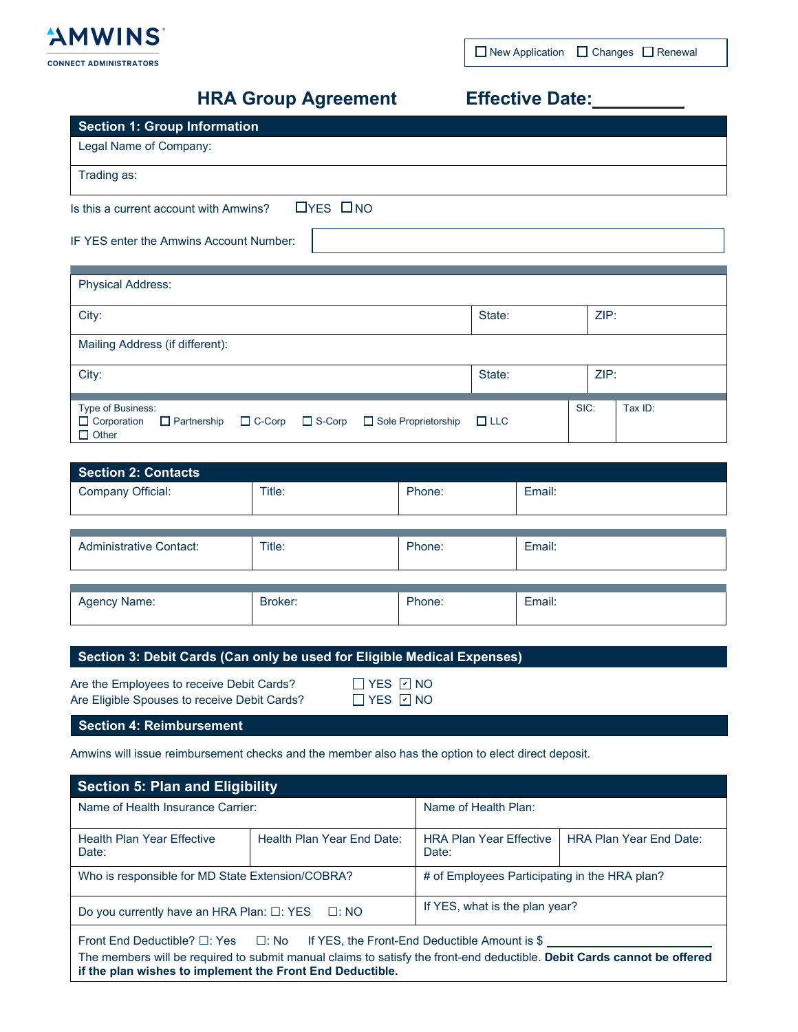AMWINS
CONNECT ADMINISTRATORS

☐ New Application ☐ Changes ☐ Renewal

# HRA Group Agreement

**Effective Date:__________**

## Section 1: Group Information

| Legal Name of Company: |
|---|
| Trading as: |

Is this a current account with Amwins? ☐YES ☐NO

IF YES enter the Amwins Account Number:

| Physical Address: | | |
|---|---|---|
| City: | State: | ZIP: |
| Mailing Address (if different): | | |
| City: | State: | ZIP: |

| Type of Business: ☐ Corporation ☐ Partnership ☐ C-Corp ☐ S-Corp ☐ Sole Proprietorship ☐ LLC ☐ Other | SIC: | Tax ID: |
|---|---|---|

## Section 2: Contacts

| Company Official: | Title: | Phone: | Email: |
|---|---|---|---|

| Administrative Contact: | Title: | Phone: | Email: |
|---|---|---|---|

| Agency Name: | Broker: | Phone: | Email: |
|---|---|---|---|

## Section 3: Debit Cards (Can only be used for Eligible Medical Expenses)

Are the Employees to receive Debit Cards? ☐ YES ☑ NO

Are Eligible Spouses to receive Debit Cards? ☐ YES ☑ NO

## Section 4: Reimbursement

Amwins will issue reimbursement checks and the member also has the option to elect direct deposit.

## Section 5: Plan and Eligibility

| Name of Health Insurance Carrier: | | Name of Health Plan: | |
|---|---|---|---|
| Health Plan Year Effective Date: | Health Plan Year End Date: | HRA Plan Year Effective Date: | HRA Plan Year End Date: |
| Who is responsible for MD State Extension/COBRA? | | # of Employees Participating in the HRA plan? | |
| Do you currently have an HRA Plan: ☐: YES ☐: NO | | If YES, what is the plan year? | |

Front End Deductible? ☐: Yes ☐: No If YES, the Front-End Deductible Amount is $ ______________________

The members will be required to submit manual claims to satisfy the front-end deductible. **Debit Cards cannot be offered if the plan wishes to implement the Front End Deductible.**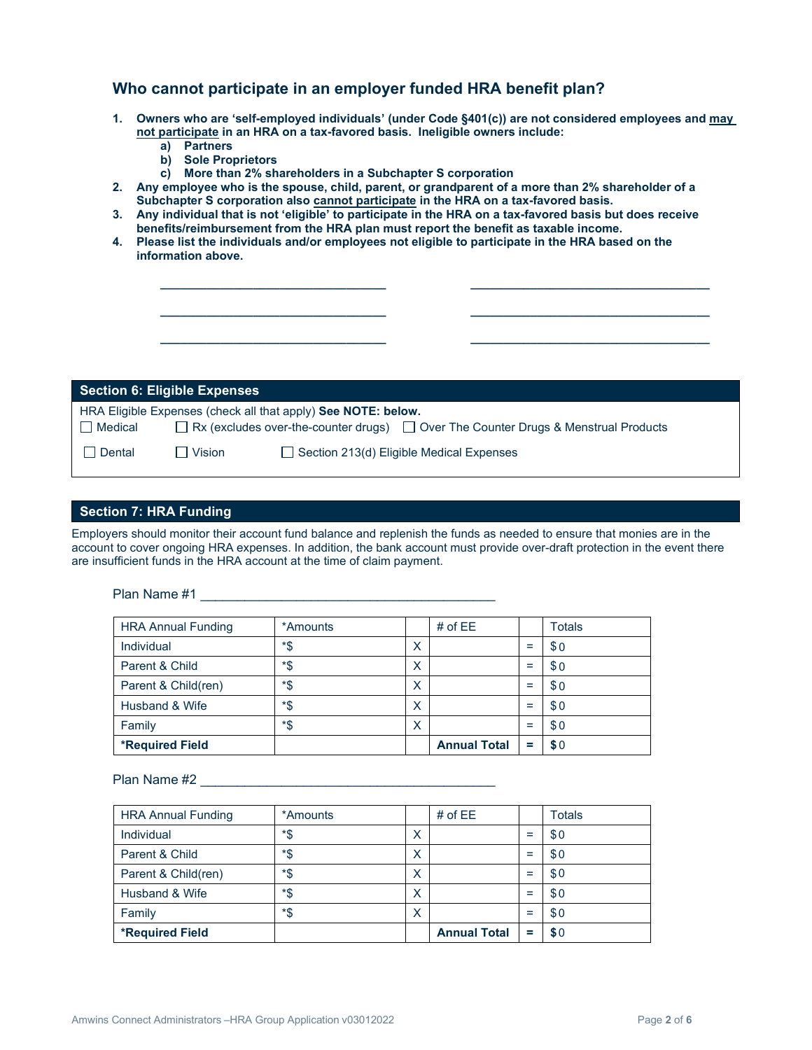## Who cannot participate in an employer funded HRA benefit plan?

1. **Owners who are 'self-employed individuals' (under Code §401(c)) are not considered employees and <u>may not participate</u> in an HRA on a tax-favored basis. Ineligible owners include:**
   a) **Partners**
   b) **Sole Proprietors**
   c) **More than 2% shareholders in a Subchapter S corporation**
2. **Any employee who is the spouse, child, parent, or grandparent of a more than 2% shareholder of a Subchapter S corporation also <u>cannot participate</u> in the HRA on a tax-favored basis.**
3. **Any individual that is not 'eligible' to participate in the HRA on a tax-favored basis but does receive benefits/reimbursement from the HRA plan must report the benefit as taxable income.**
4. **Please list the individuals and/or employees not eligible to participate in the HRA based on the information above.**

_______________________________ _______________________________

_______________________________ _______________________________

_______________________________ _______________________________

## Section 6: Eligible Expenses

HRA Eligible Expenses (check all that apply) **See NOTE: below.**

☐ Medical ☐ Rx (excludes over-the-counter drugs) ☐ Over The Counter Drugs & Menstrual Products

☐ Dental ☐ Vision ☐ Section 213(d) Eligible Medical Expenses

## Section 7: HRA Funding

Employers should monitor their account fund balance and replenish the funds as needed to ensure that monies are in the account to cover ongoing HRA expenses. In addition, the bank account must provide over-draft protection in the event there are insufficient funds in the HRA account at the time of claim payment.

Plan Name #1 _______________________________________

| HRA Annual Funding | *Amounts | | # of EE | | Totals |
|---|---|---|---|---|---|
| Individual | *$ | X | | = | $0 |
| Parent & Child | *$ | X | | = | $0 |
| Parent & Child(ren) | *$ | X | | = | $0 |
| Husband & Wife | *$ | X | | = | $0 |
| Family | *$ | X | | = | $0 |
| **\*Required Field** | | | **Annual Total** | **=** | **$**0 |

Plan Name #2 _______________________________________

| HRA Annual Funding | *Amounts | | # of EE | | Totals |
|---|---|---|---|---|---|
| Individual | *$ | X | | = | $0 |
| Parent & Child | *$ | X | | = | $0 |
| Parent & Child(ren) | *$ | X | | = | $0 |
| Husband & Wife | *$ | X | | = | $0 |
| Family | *$ | X | | = | $0 |
| **\*Required Field** | | | **Annual Total** | **=** | **$**0 |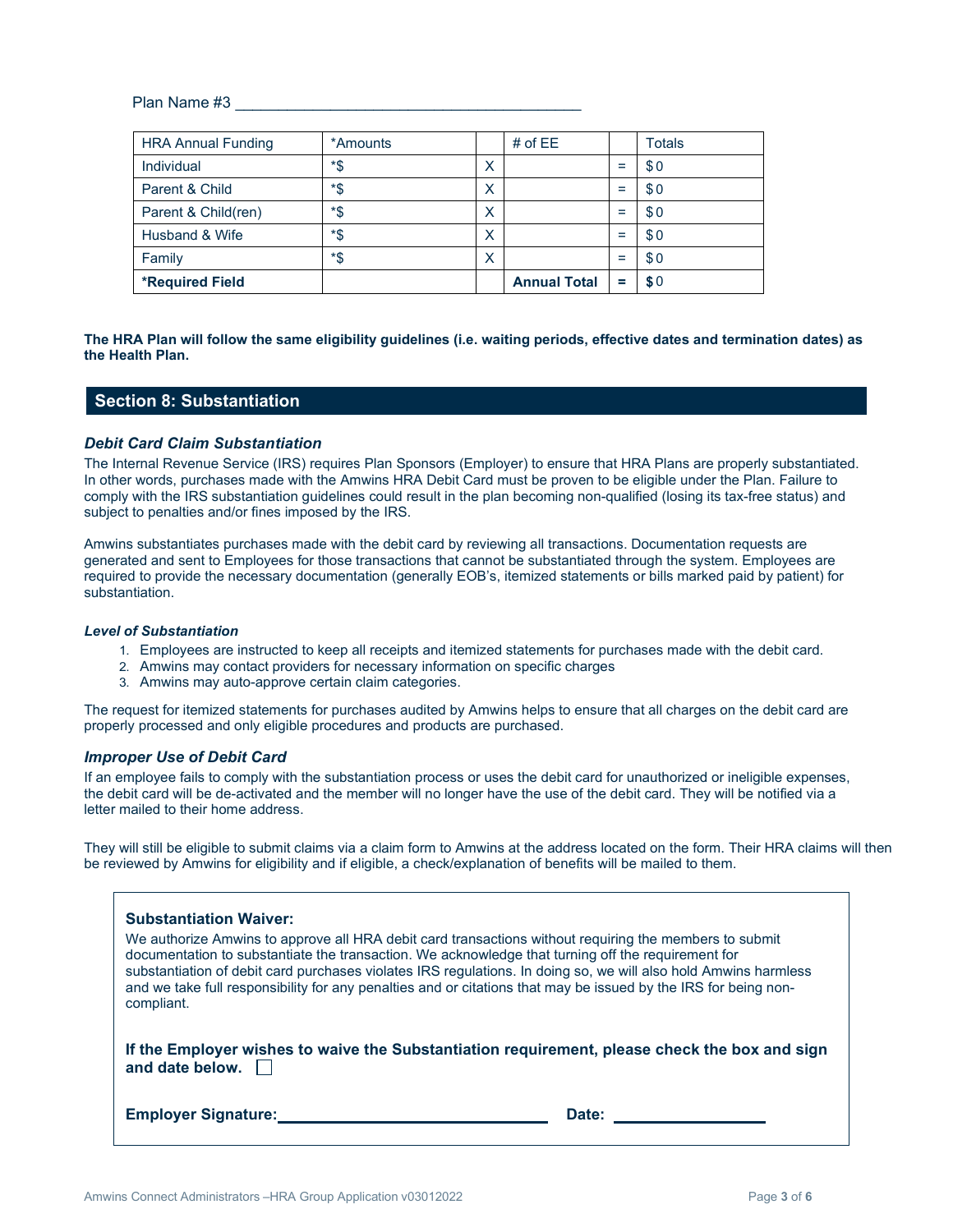Plan Name #3 ________________________________________

| HRA Annual Funding | *Amounts | | # of EE | | Totals |
|---|---|---|---|---|---|
| Individual | *$ | X | | = | $ 0 |
| Parent & Child | *$ | X | | = | $ 0 |
| Parent & Child(ren) | *$ | X | | = | $ 0 |
| Husband & Wife | *$ | X | | = | $ 0 |
| Family | *$ | X | | = | $ 0 |
| **\*Required Field** | | | **Annual Total** | **=** | **$** 0 |

**The HRA Plan will follow the same eligibility guidelines (i.e. waiting periods, effective dates and termination dates) as the Health Plan.**

## Section 8: Substantiation

### *Debit Card Claim Substantiation*

The Internal Revenue Service (IRS) requires Plan Sponsors (Employer) to ensure that HRA Plans are properly substantiated. In other words, purchases made with the Amwins HRA Debit Card must be proven to be eligible under the Plan. Failure to comply with the IRS substantiation guidelines could result in the plan becoming non-qualified (losing its tax-free status) and subject to penalties and/or fines imposed by the IRS.

Amwins substantiates purchases made with the debit card by reviewing all transactions. Documentation requests are generated and sent to Employees for those transactions that cannot be substantiated through the system. Employees are required to provide the necessary documentation (generally EOB's, itemized statements or bills marked paid by patient) for substantiation.

#### *Level of Substantiation*

1. Employees are instructed to keep all receipts and itemized statements for purchases made with the debit card.
2. Amwins may contact providers for necessary information on specific charges
3. Amwins may auto-approve certain claim categories.

The request for itemized statements for purchases audited by Amwins helps to ensure that all charges on the debit card are properly processed and only eligible procedures and products are purchased.

### *Improper Use of Debit Card*

If an employee fails to comply with the substantiation process or uses the debit card for unauthorized or ineligible expenses, the debit card will be de-activated and the member will no longer have the use of the debit card. They will be notified via a letter mailed to their home address.

They will still be eligible to submit claims via a claim form to Amwins at the address located on the form. Their HRA claims will then be reviewed by Amwins for eligibility and if eligible, a check/explanation of benefits will be mailed to them.

**Substantiation Waiver:**

We authorize Amwins to approve all HRA debit card transactions without requiring the members to submit documentation to substantiate the transaction. We acknowledge that turning off the requirement for substantiation of debit card purchases violates IRS regulations. In doing so, we will also hold Amwins harmless and we take full responsibility for any penalties and or citations that may be issued by the IRS for being non-compliant.

**If the Employer wishes to waive the Substantiation requirement, please check the box and sign and date below.** ☐

**Employer Signature:** ______________________________ **Date:** __________________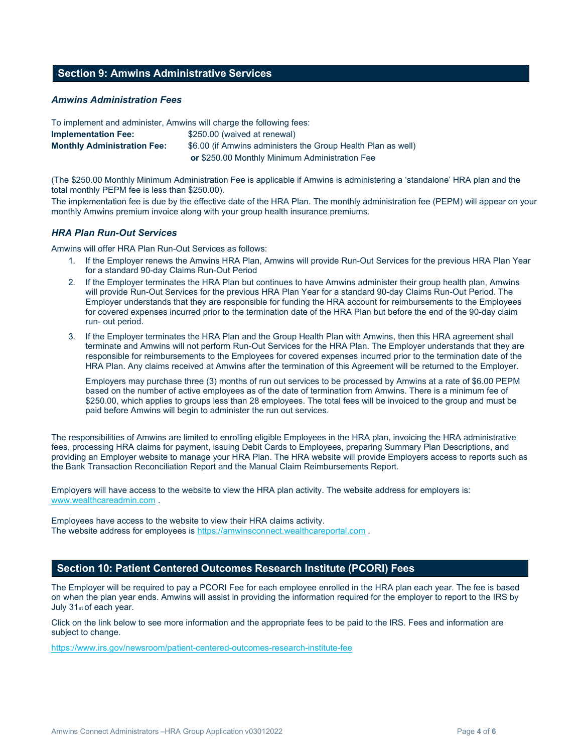## Section 9: Amwins Administrative Services

### *Amwins Administration Fees*

To implement and administer, Amwins will charge the following fees:

**Implementation Fee:** $250.00 (waived at renewal)

**Monthly Administration Fee:** $6.00 (if Amwins administers the Group Health Plan as well) **or** $250.00 Monthly Minimum Administration Fee

(The $250.00 Monthly Minimum Administration Fee is applicable if Amwins is administering a 'standalone' HRA plan and the total monthly PEPM fee is less than $250.00).

The implementation fee is due by the effective date of the HRA Plan. The monthly administration fee (PEPM) will appear on your monthly Amwins premium invoice along with your group health insurance premiums.

### *HRA Plan Run-Out Services*

Amwins will offer HRA Plan Run-Out Services as follows:

1. If the Employer renews the Amwins HRA Plan, Amwins will provide Run-Out Services for the previous HRA Plan Year for a standard 90-day Claims Run-Out Period
2. If the Employer terminates the HRA Plan but continues to have Amwins administer their group health plan, Amwins will provide Run-Out Services for the previous HRA Plan Year for a standard 90-day Claims Run-Out Period. The Employer understands that they are responsible for funding the HRA account for reimbursements to the Employees for covered expenses incurred prior to the termination date of the HRA Plan but before the end of the 90-day claim run- out period.
3. If the Employer terminates the HRA Plan and the Group Health Plan with Amwins, then this HRA agreement shall terminate and Amwins will not perform Run-Out Services for the HRA Plan. The Employer understands that they are responsible for reimbursements to the Employees for covered expenses incurred prior to the termination date of the HRA Plan. Any claims received at Amwins after the termination of this Agreement will be returned to the Employer.

   Employers may purchase three (3) months of run out services to be processed by Amwins at a rate of $6.00 PEPM based on the number of active employees as of the date of termination from Amwins. There is a minimum fee of $250.00, which applies to groups less than 28 employees. The total fees will be invoiced to the group and must be paid before Amwins will begin to administer the run out services.

The responsibilities of Amwins are limited to enrolling eligible Employees in the HRA plan, invoicing the HRA administrative fees, processing HRA claims for payment, issuing Debit Cards to Employees, preparing Summary Plan Descriptions, and providing an Employer website to manage your HRA Plan. The HRA website will provide Employers access to reports such as the Bank Transaction Reconciliation Report and the Manual Claim Reimbursements Report.

Employers will have access to the website to view the HRA plan activity. The website address for employers is: [www.wealthcareadmin.com](http://www.wealthcareadmin.com) .

Employees have access to the website to view their HRA claims activity.
The website address for employees is [https://amwinsconnect.wealthcareportal.com](https://amwinsconnect.wealthcareportal.com) .

## Section 10: Patient Centered Outcomes Research Institute (PCORI) Fees

The Employer will be required to pay a PCORI Fee for each employee enrolled in the HRA plan each year. The fee is based on when the plan year ends. Amwins will assist in providing the information required for the employer to report to the IRS by July 31st of each year.

Click on the link below to see more information and the appropriate fees to be paid to the IRS. Fees and information are subject to change.

[https://www.irs.gov/newsroom/patient-centered-outcomes-research-institute-fee](https://www.irs.gov/newsroom/patient-centered-outcomes-research-institute-fee)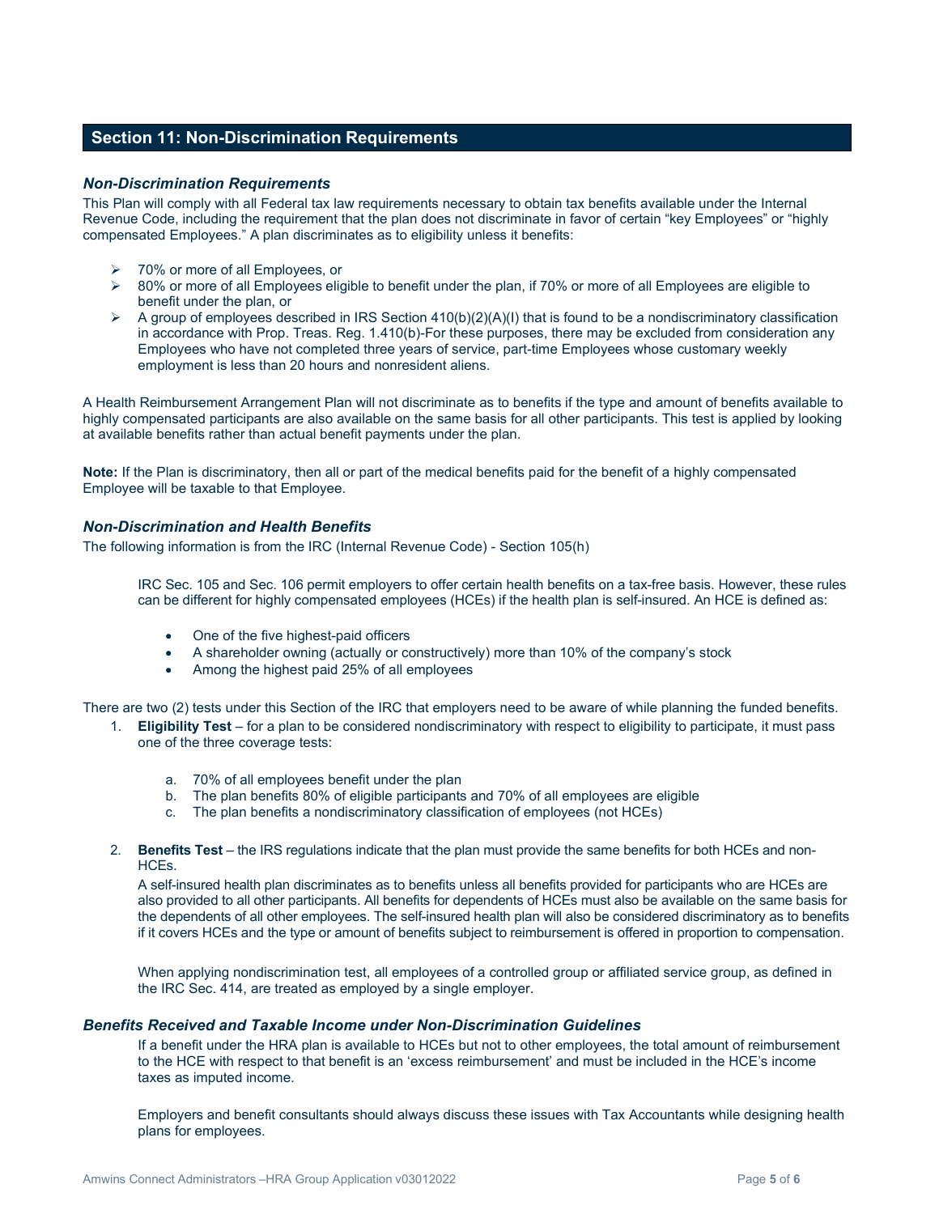## Section 11: Non-Discrimination Requirements

### *Non-Discrimination Requirements*

This Plan will comply with all Federal tax law requirements necessary to obtain tax benefits available under the Internal Revenue Code, including the requirement that the plan does not discriminate in favor of certain "key Employees" or "highly compensated Employees." A plan discriminates as to eligibility unless it benefits:

- 70% or more of all Employees, or
- 80% or more of all Employees eligible to benefit under the plan, if 70% or more of all Employees are eligible to benefit under the plan, or
- A group of employees described in IRS Section 410(b)(2)(A)(I) that is found to be a nondiscriminatory classification in accordance with Prop. Treas. Reg. 1.410(b)-For these purposes, there may be excluded from consideration any Employees who have not completed three years of service, part-time Employees whose customary weekly employment is less than 20 hours and nonresident aliens.

A Health Reimbursement Arrangement Plan will not discriminate as to benefits if the type and amount of benefits available to highly compensated participants are also available on the same basis for all other participants. This test is applied by looking at available benefits rather than actual benefit payments under the plan.

**Note:** If the Plan is discriminatory, then all or part of the medical benefits paid for the benefit of a highly compensated Employee will be taxable to that Employee.

### *Non-Discrimination and Health Benefits*

The following information is from the IRC (Internal Revenue Code) - Section 105(h)

> IRC Sec. 105 and Sec. 106 permit employers to offer certain health benefits on a tax-free basis. However, these rules can be different for highly compensated employees (HCEs) if the health plan is self-insured. An HCE is defined as:
>
> - One of the five highest-paid officers
> - A shareholder owning (actually or constructively) more than 10% of the company's stock
> - Among the highest paid 25% of all employees

There are two (2) tests under this Section of the IRC that employers need to be aware of while planning the funded benefits.

1. **Eligibility Test** – for a plan to be considered nondiscriminatory with respect to eligibility to participate, it must pass one of the three coverage tests:

    a. 70% of all employees benefit under the plan
    b. The plan benefits 80% of eligible participants and 70% of all employees are eligible
    c. The plan benefits a nondiscriminatory classification of employees (not HCEs)

2. **Benefits Test** – the IRS regulations indicate that the plan must provide the same benefits for both HCEs and non-HCEs.
   A self-insured health plan discriminates as to benefits unless all benefits provided for participants who are HCEs are also provided to all other participants. All benefits for dependents of HCEs must also be available on the same basis for the dependents of all other employees. The self-insured health plan will also be considered discriminatory as to benefits if it covers HCEs and the type or amount of benefits subject to reimbursement is offered in proportion to compensation.

   When applying nondiscrimination test, all employees of a controlled group or affiliated service group, as defined in the IRC Sec. 414, are treated as employed by a single employer.

### *Benefits Received and Taxable Income under Non-Discrimination Guidelines*

> If a benefit under the HRA plan is available to HCEs but not to other employees, the total amount of reimbursement to the HCE with respect to that benefit is an 'excess reimbursement' and must be included in the HCE's income taxes as imputed income.
>
> Employers and benefit consultants should always discuss these issues with Tax Accountants while designing health plans for employees.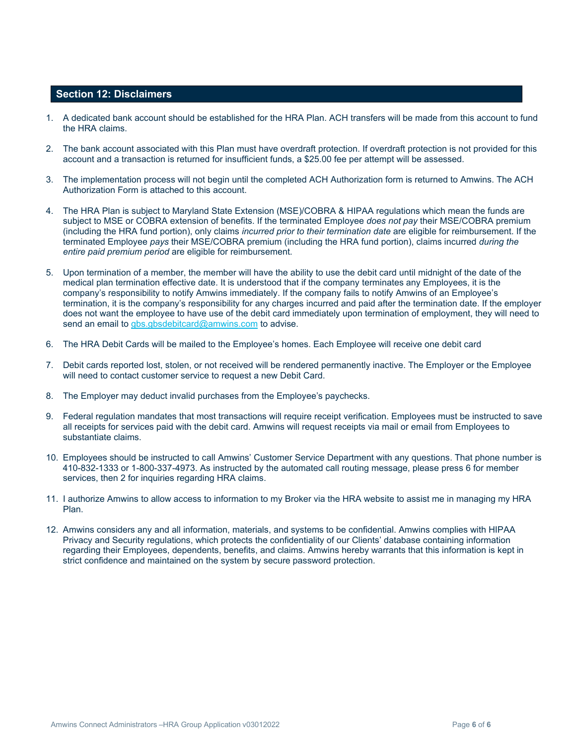## Section 12: Disclaimers

1. A dedicated bank account should be established for the HRA Plan. ACH transfers will be made from this account to fund the HRA claims.

2. The bank account associated with this Plan must have overdraft protection. If overdraft protection is not provided for this account and a transaction is returned for insufficient funds, a $25.00 fee per attempt will be assessed.

3. The implementation process will not begin until the completed ACH Authorization form is returned to Amwins. The ACH Authorization Form is attached to this account.

4. The HRA Plan is subject to Maryland State Extension (MSE)/COBRA & HIPAA regulations which mean the funds are subject to MSE or COBRA extension of benefits. If the terminated Employee *does not pay* their MSE/COBRA premium (including the HRA fund portion), only claims *incurred prior to their termination date* are eligible for reimbursement. If the terminated Employee *pays* their MSE/COBRA premium (including the HRA fund portion), claims incurred *during the entire paid premium period* are eligible for reimbursement.

5. Upon termination of a member, the member will have the ability to use the debit card until midnight of the date of the medical plan termination effective date. It is understood that if the company terminates any Employees, it is the company's responsibility to notify Amwins immediately. If the company fails to notify Amwins of an Employee's termination, it is the company's responsibility for any charges incurred and paid after the termination date. If the employer does not want the employee to have use of the debit card immediately upon termination of employment, they will need to send an email to gbs.gbsdebitcard@amwins.com to advise.

6. The HRA Debit Cards will be mailed to the Employee's homes. Each Employee will receive one debit card

7. Debit cards reported lost, stolen, or not received will be rendered permanently inactive. The Employer or the Employee will need to contact customer service to request a new Debit Card.

8. The Employer may deduct invalid purchases from the Employee's paychecks.

9. Federal regulation mandates that most transactions will require receipt verification. Employees must be instructed to save all receipts for services paid with the debit card. Amwins will request receipts via mail or email from Employees to substantiate claims.

10. Employees should be instructed to call Amwins' Customer Service Department with any questions. That phone number is 410-832-1333 or 1-800-337-4973. As instructed by the automated call routing message, please press 6 for member services, then 2 for inquiries regarding HRA claims.

11. I authorize Amwins to allow access to information to my Broker via the HRA website to assist me in managing my HRA Plan.

12. Amwins considers any and all information, materials, and systems to be confidential. Amwins complies with HIPAA Privacy and Security regulations, which protects the confidentiality of our Clients' database containing information regarding their Employees, dependents, benefits, and claims. Amwins hereby warrants that this information is kept in strict confidence and maintained on the system by secure password protection.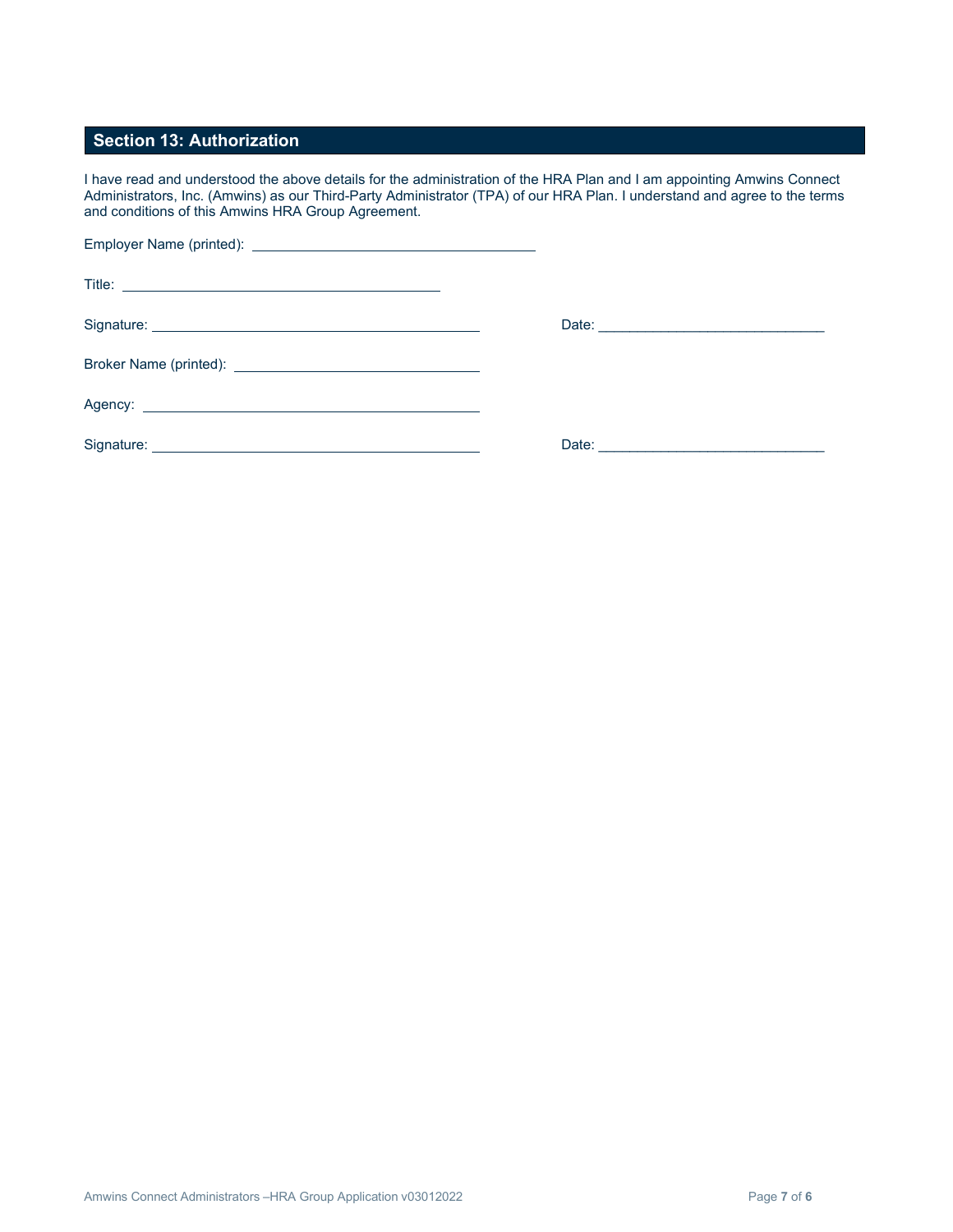## Section 13: Authorization

I have read and understood the above details for the administration of the HRA Plan and I am appointing Amwins Connect Administrators, Inc. (Amwins) as our Third-Party Administrator (TPA) of our HRA Plan. I understand and agree to the terms and conditions of this Amwins HRA Group Agreement.

Employer Name (printed): ______________________________

Title: ______________________________

Signature: ______________________________ Date: ______________________________

Broker Name (printed): ______________________________

Agency: ______________________________

Signature: ______________________________ Date: ______________________________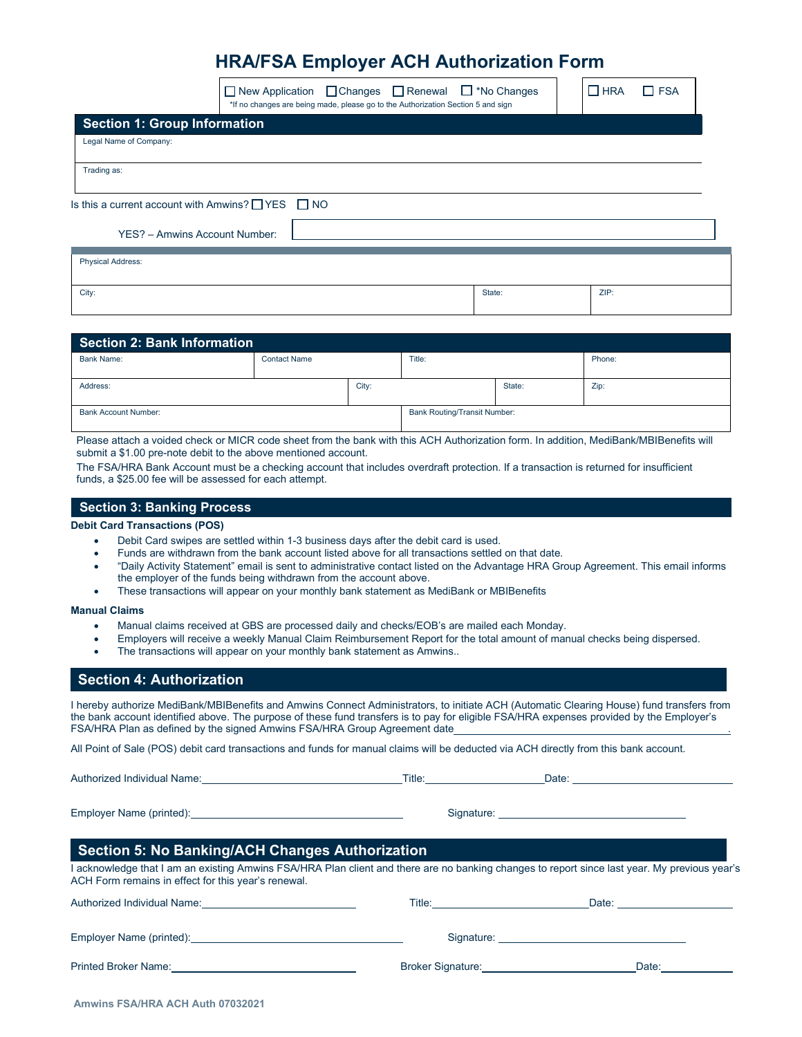# HRA/FSA Employer ACH Authorization Form

☐ New Application ☐ Changes ☐ Renewal ☐ *No Changes

*If no changes are being made, please go to the Authorization Section 5 and sign

☐ HRA ☐ FSA

## Section 1: Group Information

| |
|---|
| Legal Name of Company: |
| Trading as: |

Is this a current account with Amwins? ☐ YES ☐ NO

YES? – Amwins Account Number:

| | | |
|---|---|---|
| Physical Address: | | |
| City: | State: | ZIP: |

## Section 2: Bank Information

| | | | |
|---|---|---|---|
| Bank Name: | Contact Name | Title: | Phone: |
| Address: | City: | State: | Zip: |
| Bank Account Number: | Bank Routing/Transit Number: | | |

Please attach a voided check or MICR code sheet from the bank with this ACH Authorization form. In addition, MediBank/MBIBenefits will submit a $1.00 pre-note debit to the above mentioned account.

The FSA/HRA Bank Account must be a checking account that includes overdraft protection. If a transaction is returned for insufficient funds, a $25.00 fee will be assessed for each attempt.

## Section 3: Banking Process

**Debit Card Transactions (POS)**

- Debit Card swipes are settled within 1-3 business days after the debit card is used.
- Funds are withdrawn from the bank account listed above for all transactions settled on that date.
- "Daily Activity Statement" email is sent to administrative contact listed on the Advantage HRA Group Agreement. This email informs the employer of the funds being withdrawn from the account above.
- These transactions will appear on your monthly bank statement as MediBank or MBIBenefits

**Manual Claims**

- Manual claims received at GBS are processed daily and checks/EOB's are mailed each Monday.
- Employers will receive a weekly Manual Claim Reimbursement Report for the total amount of manual checks being dispersed.
- The transactions will appear on your monthly bank statement as Amwins..

## Section 4: Authorization

I hereby authorize MediBank/MBIBenefits and Amwins Connect Administrators, to initiate ACH (Automatic Clearing House) fund transfers from the bank account identified above. The purpose of these fund transfers is to pay for eligible FSA/HRA expenses provided by the Employer's FSA/HRA Plan as defined by the signed Amwins FSA/HRA Group Agreement date________________________________.

All Point of Sale (POS) debit card transactions and funds for manual claims will be deducted via ACH directly from this bank account.

Authorized Individual Name:______________________ Title:______________ Date: ________________

Employer Name (printed):________________________ Signature: ____________________

## Section 5: No Banking/ACH Changes Authorization

I acknowledge that I am an existing Amwins FSA/HRA Plan client and there are no banking changes to report since last year. My previous year's ACH Form remains in effect for this year's renewal.

Authorized Individual Name:__________________ Title:__________________ Date: ______________

Employer Name (printed):________________________ Signature: ____________________

Printed Broker Name:____________________ Broker Signature:__________________ Date:__________

Amwins FSA/HRA ACH Auth 07032021